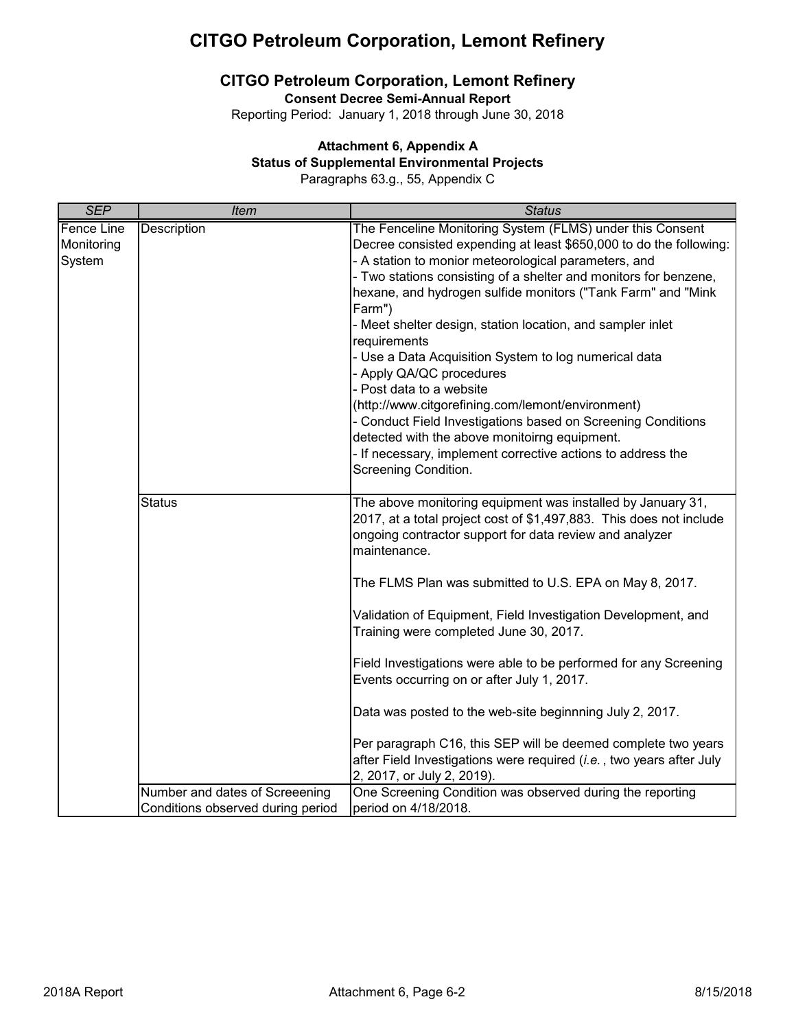# CITGO Petroleum Corporation, Lemont Refinery

## CITGO Petroleum Corporation, Lemont Refinery

**Consent Decree Semi-Annual Report**

Reporting Period: January 1, 2018 through June 30, 2018

**Attachment 6, Appendix A**

**Status of Supplemental Environmental Projects**

Paragraphs 63.g., 55, Appendix C

| *SEP* | *Item* | *Status* |
|---|---|---|
| Fence Line Monitoring System | Description | The Fenceline Monitoring System (FLMS) under this Consent Decree consisted expending at least $650,000 to do the following:<br>- A station to monior meteorological parameters, and<br>- Two stations consisting of a shelter and monitors for benzene, hexane, and hydrogen sulfide monitors ("Tank Farm" and "Mink Farm")<br>- Meet shelter design, station location, and sampler inlet requirements<br>- Use a Data Acquisition System to log numerical data<br>- Apply QA/QC procedures<br>- Post data to a website (http://www.citgorefining.com/lemont/environment)<br>- Conduct Field Investigations based on Screening Conditions detected with the above monitoirng equipment.<br>- If necessary, implement corrective actions to address the Screening Condition. |
| | Status | The above monitoring equipment was installed by January 31, 2017, at a total project cost of $1,497,883. This does not include ongoing contractor support for data review and analyzer maintenance.<br><br>The FLMS Plan was submitted to U.S. EPA on May 8, 2017.<br><br>Validation of Equipment, Field Investigation Development, and Training were completed June 30, 2017.<br><br>Field Investigations were able to be performed for any Screening Events occurring on or after July 1, 2017.<br><br>Data was posted to the web-site beginnning July 2, 2017.<br><br>Per paragraph C16, this SEP will be deemed complete two years after Field Investigations were required (*i.e.*, two years after July 2, 2017, or July 2, 2019). |
| | Number and dates of Screeening Conditions observed during period | One Screening Condition was observed during the reporting period on 4/18/2018. |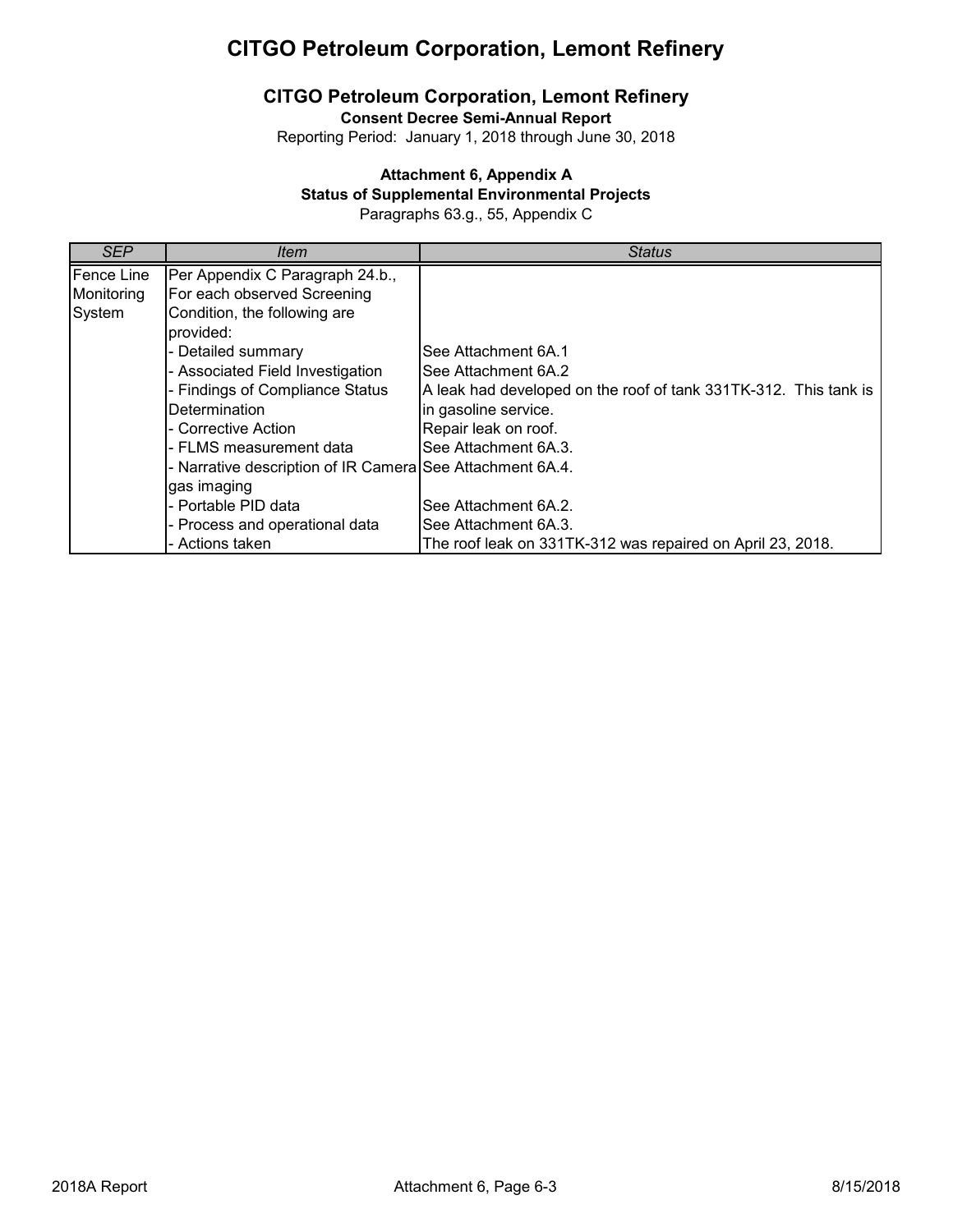# CITGO Petroleum Corporation, Lemont Refinery

## CITGO Petroleum Corporation, Lemont Refinery

**Consent Decree Semi-Annual Report**

Reporting Period: January 1, 2018 through June 30, 2018

**Attachment 6, Appendix A**

**Status of Supplemental Environmental Projects**

Paragraphs 63.g., 55, Appendix C

| *SEP* | *Item* | *Status* |
|---|---|---|
| Fence Line Monitoring System | Per Appendix C Paragraph 24.b., For each observed Screening Condition, the following are provided: | |
| | - Detailed summary | See Attachment 6A.1 |
| | - Associated Field Investigation | See Attachment 6A.2 |
| | - Findings of Compliance Status Determination | A leak had developed on the roof of tank 331TK-312. This tank is in gasoline service. |
| | - Corrective Action | Repair leak on roof. |
| | - FLMS measurement data | See Attachment 6A.3. |
| | - Narrative description of IR Camera gas imaging | See Attachment 6A.4. |
| | - Portable PID data | See Attachment 6A.2. |
| | - Process and operational data | See Attachment 6A.3. |
| | - Actions taken | The roof leak on 331TK-312 was repaired on April 23, 2018. |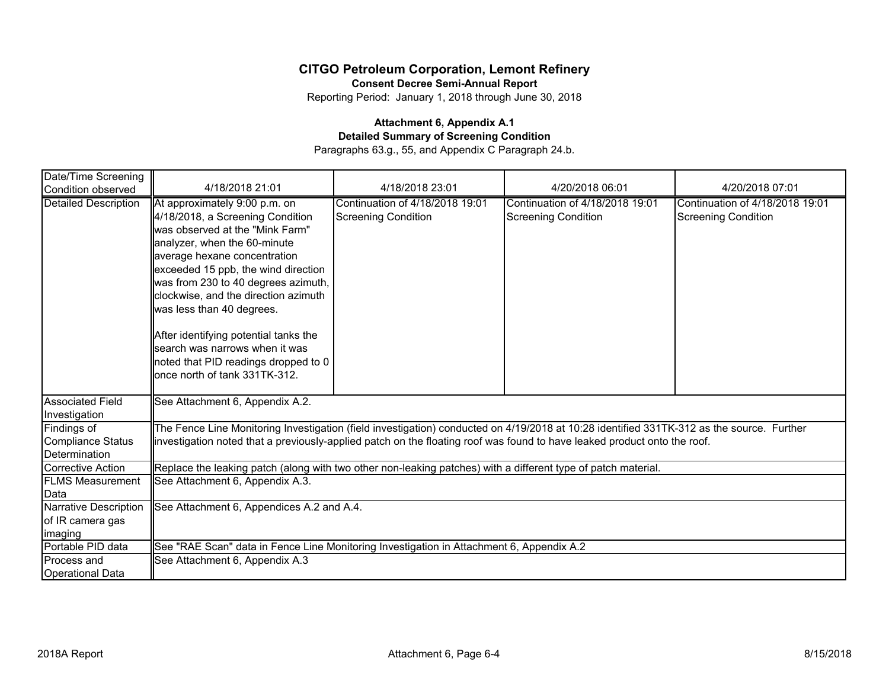# CITGO Petroleum Corporation, Lemont Refinery

**Consent Decree Semi-Annual Report**

Reporting Period: January 1, 2018 through June 30, 2018

**Attachment 6, Appendix A.1**

**Detailed Summary of Screening Condition**

Paragraphs 63.g., 55, and Appendix C Paragraph 24.b.

| Date/Time Screening Condition observed | 4/18/2018 21:01 | 4/18/2018 23:01 | 4/20/2018 06:01 | 4/20/2018 07:01 |
|---|---|---|---|---|
| Detailed Description | At approximately 9:00 p.m. on 4/18/2018, a Screening Condition was observed at the "Mink Farm" analyzer, when the 60-minute average hexane concentration exceeded 15 ppb, the wind direction was from 230 to 40 degrees azimuth, clockwise, and the direction azimuth was less than 40 degrees.<br><br>After identifying potential tanks the search was narrows when it was noted that PID readings dropped to 0 once north of tank 331TK-312. | Continuation of 4/18/2018 19:01 Screening Condition | Continuation of 4/18/2018 19:01 Screening Condition | Continuation of 4/18/2018 19:01 Screening Condition |
| Associated Field Investigation | See Attachment 6, Appendix A.2. | | | |
| Findings of Compliance Status Determination | The Fence Line Monitoring Investigation (field investigation) conducted on 4/19/2018 at 10:28 identified 331TK-312 as the source. Further investigation noted that a previously-applied patch on the floating roof was found to have leaked product onto the roof. | | | |
| Corrective Action | Replace the leaking patch (along with two other non-leaking patches) with a different type of patch material. | | | |
| FLMS Measurement Data | See Attachment 6, Appendix A.3. | | | |
| Narrative Description of IR camera gas imaging | See Attachment 6, Appendices A.2 and A.4. | | | |
| Portable PID data | See "RAE Scan" data in Fence Line Monitoring Investigation in Attachment 6, Appendix A.2 | | | |
| Process and Operational Data | See Attachment 6, Appendix A.3 | | | |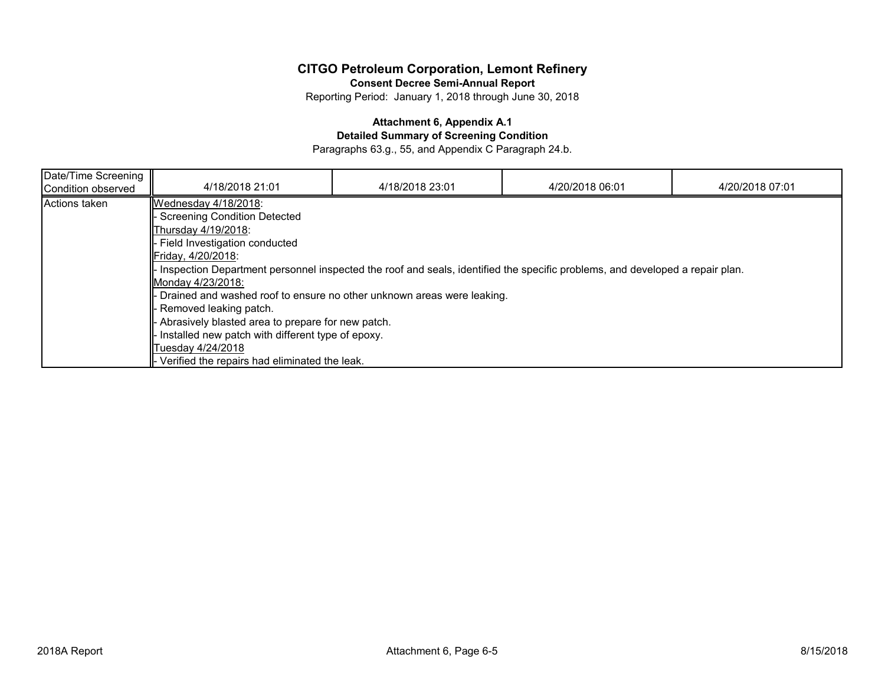# CITGO Petroleum Corporation, Lemont Refinery

**Consent Decree Semi-Annual Report**

Reporting Period: January 1, 2018 through June 30, 2018

**Attachment 6, Appendix A.1**

**Detailed Summary of Screening Condition**

Paragraphs 63.g., 55, and Appendix C Paragraph 24.b.

| Date/Time Screening Condition observed | 4/18/2018 21:01 | 4/18/2018 23:01 | 4/20/2018 06:01 | 4/20/2018 07:01 |
|---|---|---|---|---|
| Actions taken | Wednesday 4/18/2018:<br>- Screening Condition Detected<br>Thursday 4/19/2018:<br>- Field Investigation conducted<br>Friday, 4/20/2018:<br>- Inspection Department personnel inspected the roof and seals, identified the specific problems, and developed a repair plan.<br>Monday 4/23/2018:<br>- Drained and washed roof to ensure no other unknown areas were leaking.<br>- Removed leaking patch.<br>- Abrasively blasted area to prepare for new patch.<br>- Installed new patch with different type of epoxy.<br>Tuesday 4/24/2018<br>- Verified the repairs had eliminated the leak. | | | |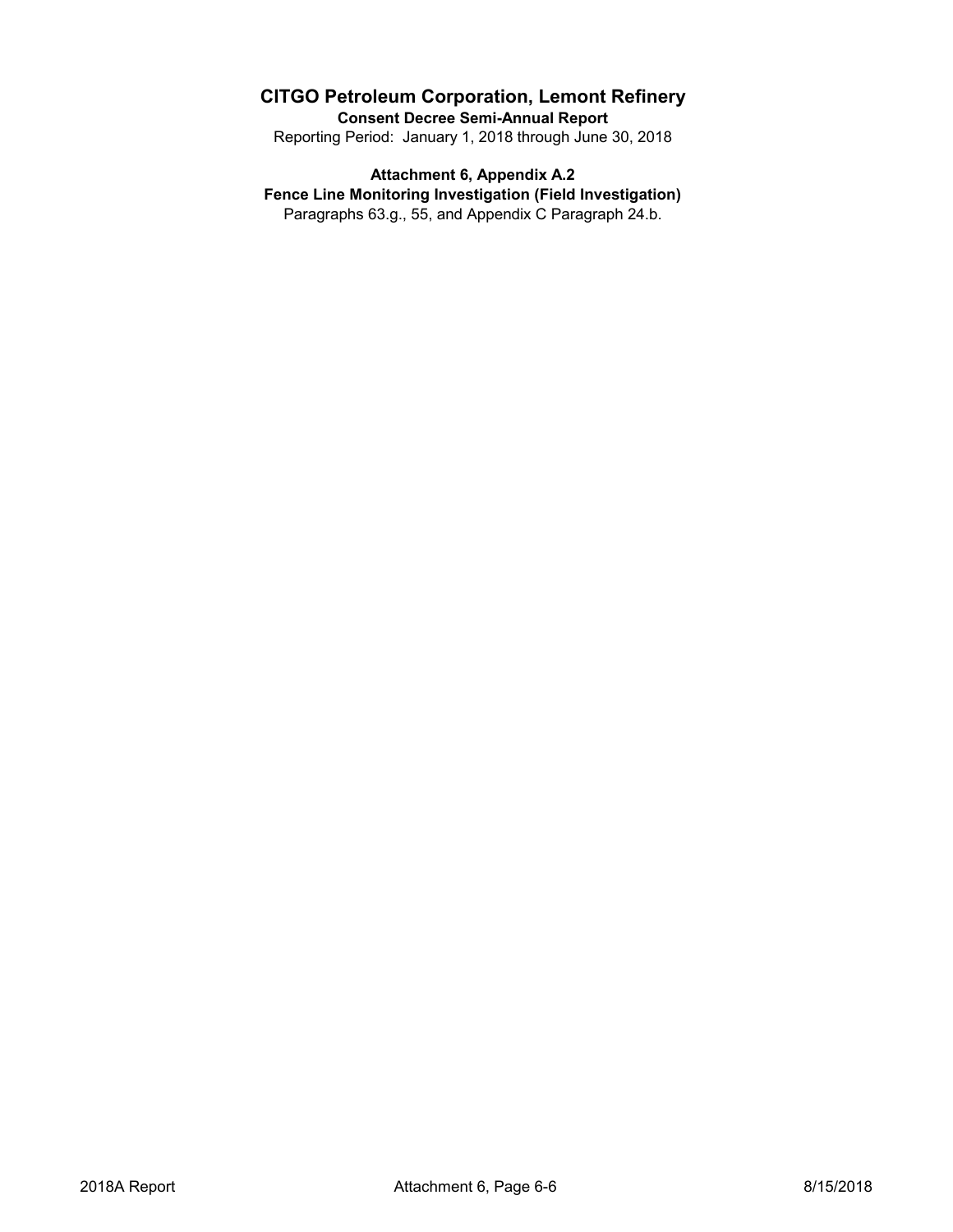# CITGO Petroleum Corporation, Lemont Refinery

**Consent Decree Semi-Annual Report**

Reporting Period: January 1, 2018 through June 30, 2018

**Attachment 6, Appendix A.2**

**Fence Line Monitoring Investigation (Field Investigation)**

Paragraphs 63.g., 55, and Appendix C Paragraph 24.b.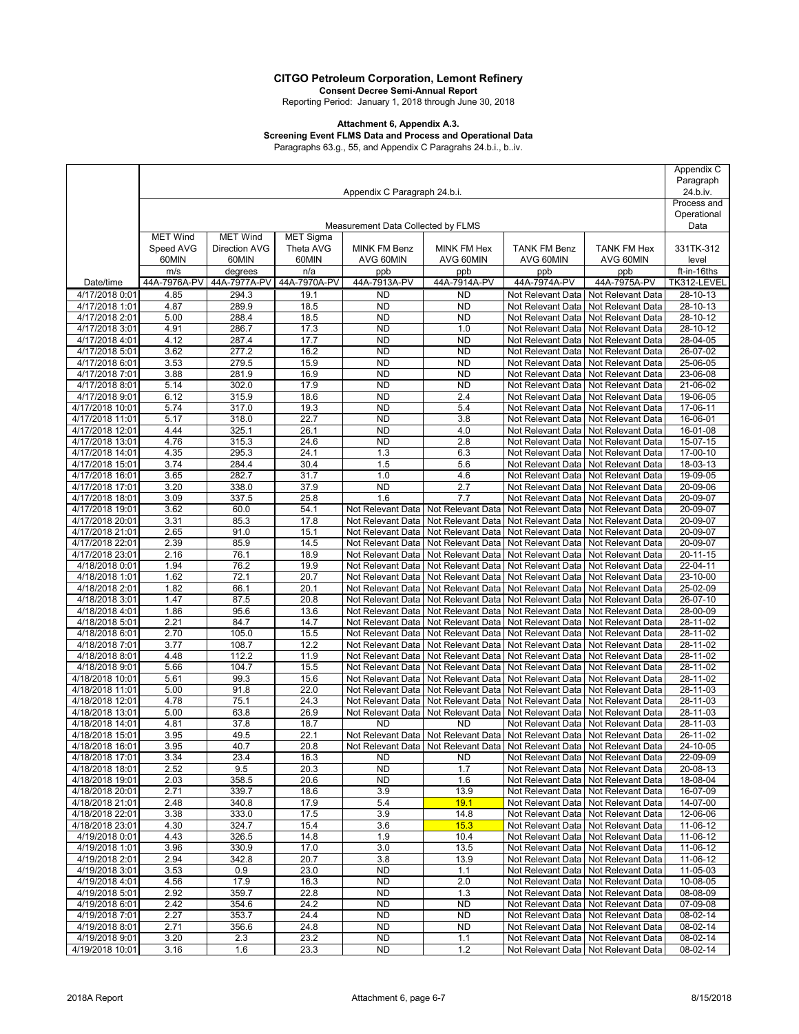# CITGO Petroleum Corporation, Lemont Refinery

**Consent Decree Semi-Annual Report**

Reporting Period: January 1, 2018 through June 30, 2018

**Attachment 6, Appendix A.3.**

**Screening Event FLMS Data and Process and Operational Data**

Paragraphs 63.g., 55, and Appendix C Paragrahs 24.b.i., b..iv.

| | Appendix C Paragraph 24.b.i. | | | | | | | | Appendix C Paragraph 24.b.iv. |
|---|---|---|---|---|---|---|---|---|---|
| | Measurement Data Collected by FLMS | | | | | | | | Process and Operational Data |
| | MET Wind Speed AVG 60MIN | MET Wind Direction AVG 60MIN | MET Sigma Theta AVG 60MIN | MINK FM Benz AVG 60MIN | MINK FM Hex AVG 60MIN | TANK FM Benz AVG 60MIN | TANK FM Hex AVG 60MIN | 331TK-312 level |
| | m/s | degrees | n/a | ppb | ppb | ppb | ppb | ft-in-16ths |
| Date/time | 44A-7976A-PV | 44A-7977A-PV | 44A-7970A-PV | 44A-7913A-PV | 44A-7914A-PV | 44A-7974A-PV | 44A-7975A-PV | TK312-LEVEL |
| 4/17/2018 0:01 | 4.85 | 294.3 | 19.1 | ND | ND | Not Relevant Data | Not Relevant Data | 28-10-13 |
| 4/17/2018 1:01 | 4.87 | 289.9 | 18.5 | ND | ND | Not Relevant Data | Not Relevant Data | 28-10-13 |
| 4/17/2018 2:01 | 5.00 | 288.4 | 18.5 | ND | ND | Not Relevant Data | Not Relevant Data | 28-10-12 |
| 4/17/2018 3:01 | 4.91 | 286.7 | 17.3 | ND | 1.0 | Not Relevant Data | Not Relevant Data | 28-10-12 |
| 4/17/2018 4:01 | 4.12 | 287.4 | 17.7 | ND | ND | Not Relevant Data | Not Relevant Data | 28-04-05 |
| 4/17/2018 5:01 | 3.62 | 277.2 | 16.2 | ND | ND | Not Relevant Data | Not Relevant Data | 26-07-02 |
| 4/17/2018 6:01 | 3.53 | 279.5 | 15.9 | ND | ND | Not Relevant Data | Not Relevant Data | 25-06-05 |
| 4/17/2018 7:01 | 3.88 | 281.9 | 16.9 | ND | ND | Not Relevant Data | Not Relevant Data | 23-06-08 |
| 4/17/2018 8:01 | 5.14 | 302.0 | 17.9 | ND | ND | Not Relevant Data | Not Relevant Data | 21-06-02 |
| 4/17/2018 9:01 | 6.12 | 315.9 | 18.6 | ND | 2.4 | Not Relevant Data | Not Relevant Data | 19-06-05 |
| 4/17/2018 10:01 | 5.74 | 317.0 | 19.3 | ND | 5.4 | Not Relevant Data | Not Relevant Data | 17-06-11 |
| 4/17/2018 11:01 | 5.17 | 318.0 | 22.7 | ND | 3.8 | Not Relevant Data | Not Relevant Data | 16-06-01 |
| 4/17/2018 12:01 | 4.44 | 325.1 | 26.1 | ND | 4.0 | Not Relevant Data | Not Relevant Data | 16-01-08 |
| 4/17/2018 13:01 | 4.76 | 315.3 | 24.6 | ND | 2.8 | Not Relevant Data | Not Relevant Data | 15-07-15 |
| 4/17/2018 14:01 | 4.35 | 295.3 | 24.1 | 1.3 | 6.3 | Not Relevant Data | Not Relevant Data | 17-00-10 |
| 4/17/2018 15:01 | 3.74 | 284.4 | 30.4 | 1.5 | 5.6 | Not Relevant Data | Not Relevant Data | 18-03-13 |
| 4/17/2018 16:01 | 3.65 | 282.7 | 31.7 | 1.0 | 4.6 | Not Relevant Data | Not Relevant Data | 19-09-05 |
| 4/17/2018 17:01 | 3.20 | 338.0 | 37.9 | ND | 2.7 | Not Relevant Data | Not Relevant Data | 20-09-06 |
| 4/17/2018 18:01 | 3.09 | 337.5 | 25.8 | 1.6 | 7.7 | Not Relevant Data | Not Relevant Data | 20-09-07 |
| 4/17/2018 19:01 | 3.62 | 60.0 | 54.1 | Not Relevant Data | Not Relevant Data | Not Relevant Data | Not Relevant Data | 20-09-07 |
| 4/17/2018 20:01 | 3.31 | 85.3 | 17.8 | Not Relevant Data | Not Relevant Data | Not Relevant Data | Not Relevant Data | 20-09-07 |
| 4/17/2018 21:01 | 2.65 | 91.0 | 15.1 | Not Relevant Data | Not Relevant Data | Not Relevant Data | Not Relevant Data | 20-09-07 |
| 4/17/2018 22:01 | 2.39 | 85.9 | 14.5 | Not Relevant Data | Not Relevant Data | Not Relevant Data | Not Relevant Data | 20-09-07 |
| 4/17/2018 23:01 | 2.16 | 76.1 | 18.9 | Not Relevant Data | Not Relevant Data | Not Relevant Data | Not Relevant Data | 20-11-15 |
| 4/18/2018 0:01 | 1.94 | 76.2 | 19.9 | Not Relevant Data | Not Relevant Data | Not Relevant Data | Not Relevant Data | 22-04-11 |
| 4/18/2018 1:01 | 1.62 | 72.1 | 20.7 | Not Relevant Data | Not Relevant Data | Not Relevant Data | Not Relevant Data | 23-10-00 |
| 4/18/2018 2:01 | 1.82 | 66.1 | 20.1 | Not Relevant Data | Not Relevant Data | Not Relevant Data | Not Relevant Data | 25-02-09 |
| 4/18/2018 3:01 | 1.47 | 87.5 | 20.8 | Not Relevant Data | Not Relevant Data | Not Relevant Data | Not Relevant Data | 26-07-10 |
| 4/18/2018 4:01 | 1.86 | 95.6 | 13.6 | Not Relevant Data | Not Relevant Data | Not Relevant Data | Not Relevant Data | 28-00-09 |
| 4/18/2018 5:01 | 2.21 | 84.7 | 14.7 | Not Relevant Data | Not Relevant Data | Not Relevant Data | Not Relevant Data | 28-11-02 |
| 4/18/2018 6:01 | 2.70 | 105.0 | 15.5 | Not Relevant Data | Not Relevant Data | Not Relevant Data | Not Relevant Data | 28-11-02 |
| 4/18/2018 7:01 | 3.77 | 108.7 | 12.2 | Not Relevant Data | Not Relevant Data | Not Relevant Data | Not Relevant Data | 28-11-02 |
| 4/18/2018 8:01 | 4.48 | 112.2 | 11.9 | Not Relevant Data | Not Relevant Data | Not Relevant Data | Not Relevant Data | 28-11-02 |
| 4/18/2018 9:01 | 5.66 | 104.7 | 15.5 | Not Relevant Data | Not Relevant Data | Not Relevant Data | Not Relevant Data | 28-11-02 |
| 4/18/2018 10:01 | 5.61 | 99.3 | 15.6 | Not Relevant Data | Not Relevant Data | Not Relevant Data | Not Relevant Data | 28-11-02 |
| 4/18/2018 11:01 | 5.00 | 91.8 | 22.0 | Not Relevant Data | Not Relevant Data | Not Relevant Data | Not Relevant Data | 28-11-03 |
| 4/18/2018 12:01 | 4.78 | 75.1 | 24.3 | Not Relevant Data | Not Relevant Data | Not Relevant Data | Not Relevant Data | 28-11-03 |
| 4/18/2018 13:01 | 5.00 | 63.8 | 26.9 | Not Relevant Data | Not Relevant Data | Not Relevant Data | Not Relevant Data | 28-11-03 |
| 4/18/2018 14:01 | 4.81 | 37.8 | 18.7 | ND | ND | Not Relevant Data | Not Relevant Data | 28-11-03 |
| 4/18/2018 15:01 | 3.95 | 49.5 | 22.1 | Not Relevant Data | Not Relevant Data | Not Relevant Data | Not Relevant Data | 26-11-02 |
| 4/18/2018 16:01 | 3.95 | 40.7 | 20.8 | Not Relevant Data | Not Relevant Data | Not Relevant Data | Not Relevant Data | 24-10-05 |
| 4/18/2018 17:01 | 3.34 | 23.4 | 16.3 | ND | ND | Not Relevant Data | Not Relevant Data | 22-09-09 |
| 4/18/2018 18:01 | 2.52 | 9.5 | 20.3 | ND | 1.7 | Not Relevant Data | Not Relevant Data | 20-08-13 |
| 4/18/2018 19:01 | 2.03 | 358.5 | 20.6 | ND | 1.6 | Not Relevant Data | Not Relevant Data | 18-08-04 |
| 4/18/2018 20:01 | 2.71 | 339.7 | 18.6 | 3.9 | 13.9 | Not Relevant Data | Not Relevant Data | 16-07-09 |
| 4/18/2018 21:01 | 2.48 | 340.8 | 17.9 | 5.4 | 19.1 | Not Relevant Data | Not Relevant Data | 14-07-00 |
| 4/18/2018 22:01 | 3.38 | 333.0 | 17.5 | 3.9 | 14.8 | Not Relevant Data | Not Relevant Data | 12-06-06 |
| 4/18/2018 23:01 | 4.30 | 324.7 | 15.4 | 3.6 | 15.3 | Not Relevant Data | Not Relevant Data | 11-06-12 |
| 4/19/2018 0:01 | 4.43 | 326.5 | 14.8 | 1.9 | 10.4 | Not Relevant Data | Not Relevant Data | 11-06-12 |
| 4/19/2018 1:01 | 3.96 | 330.9 | 17.0 | 3.0 | 13.5 | Not Relevant Data | Not Relevant Data | 11-06-12 |
| 4/19/2018 2:01 | 2.94 | 342.8 | 20.7 | 3.8 | 13.9 | Not Relevant Data | Not Relevant Data | 11-06-12 |
| 4/19/2018 3:01 | 3.53 | 0.9 | 23.0 | ND | 1.1 | Not Relevant Data | Not Relevant Data | 11-05-03 |
| 4/19/2018 4:01 | 4.56 | 17.9 | 16.3 | ND | 2.0 | Not Relevant Data | Not Relevant Data | 10-08-05 |
| 4/19/2018 5:01 | 2.92 | 359.7 | 22.8 | ND | 1.3 | Not Relevant Data | Not Relevant Data | 08-08-09 |
| 4/19/2018 6:01 | 2.42 | 354.6 | 24.2 | ND | ND | Not Relevant Data | Not Relevant Data | 07-09-08 |
| 4/19/2018 7:01 | 2.27 | 353.7 | 24.4 | ND | ND | Not Relevant Data | Not Relevant Data | 08-02-14 |
| 4/19/2018 8:01 | 2.71 | 356.6 | 24.8 | ND | ND | Not Relevant Data | Not Relevant Data | 08-02-14 |
| 4/19/2018 9:01 | 3.20 | 2.3 | 23.2 | ND | 1.1 | Not Relevant Data | Not Relevant Data | 08-02-14 |
| 4/19/2018 10:01 | 3.16 | 1.6 | 23.3 | ND | 1.2 | Not Relevant Data | Not Relevant Data | 08-02-14 |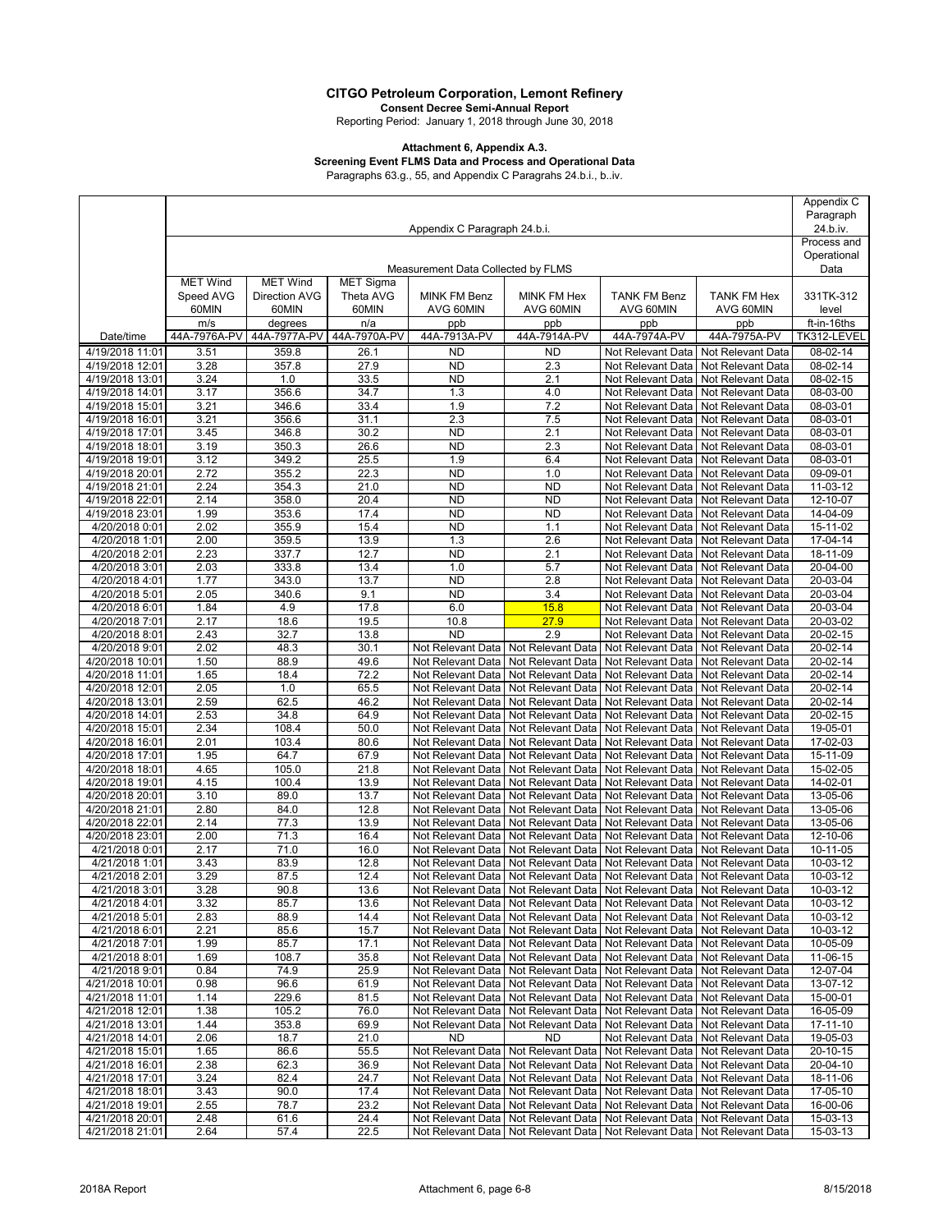**CITGO Petroleum Corporation, Lemont Refinery**

**Consent Decree Semi-Annual Report**

Reporting Period: January 1, 2018 through June 30, 2018

**Attachment 6, Appendix A.3.**

**Screening Event FLMS Data and Process and Operational Data**

Paragraphs 63.g., 55, and Appendix C Paragrahs 24.b.i., b..iv.

| | Appendix C Paragraph 24.b.i. | | | | | | | Appendix C Paragraph 24.b.iv. |
|---|---|---|---|---|---|---|---|---|
| | Measurement Data Collected by FLMS | | | | | | | Process and Operational Data |
| | MET Wind Speed AVG 60MIN | MET Wind Direction AVG 60MIN | MET Sigma Theta AVG 60MIN | MINK FM Benz AVG 60MIN | MINK FM Hex AVG 60MIN | TANK FM Benz AVG 60MIN | TANK FM Hex AVG 60MIN | 331TK-312 level |
| | m/s | degrees | n/a | ppb | ppb | ppb | ppb | ft-in-16ths |
| Date/time | 44A-7976A-PV | 44A-7977A-PV | 44A-7970A-PV | 44A-7913A-PV | 44A-7914A-PV | 44A-7974A-PV | 44A-7975A-PV | TK312-LEVEL |
| 4/19/2018 11:01 | 3.51 | 359.8 | 26.1 | ND | ND | Not Relevant Data | Not Relevant Data | 08-02-14 |
| 4/19/2018 12:01 | 3.28 | 357.8 | 27.9 | ND | 2.3 | Not Relevant Data | Not Relevant Data | 08-02-14 |
| 4/19/2018 13:01 | 3.24 | 1.0 | 33.5 | ND | 2.1 | Not Relevant Data | Not Relevant Data | 08-02-15 |
| 4/19/2018 14:01 | 3.17 | 356.6 | 34.7 | 1.3 | 4.0 | Not Relevant Data | Not Relevant Data | 08-03-00 |
| 4/19/2018 15:01 | 3.21 | 346.6 | 33.4 | 1.9 | 7.2 | Not Relevant Data | Not Relevant Data | 08-03-01 |
| 4/19/2018 16:01 | 3.21 | 356.6 | 31.1 | 2.3 | 7.5 | Not Relevant Data | Not Relevant Data | 08-03-01 |
| 4/19/2018 17:01 | 3.45 | 346.8 | 30.2 | ND | 2.1 | Not Relevant Data | Not Relevant Data | 08-03-01 |
| 4/19/2018 18:01 | 3.19 | 350.3 | 26.6 | ND | 2.3 | Not Relevant Data | Not Relevant Data | 08-03-01 |
| 4/19/2018 19:01 | 3.12 | 349.2 | 25.5 | 1.9 | 6.4 | Not Relevant Data | Not Relevant Data | 08-03-01 |
| 4/19/2018 20:01 | 2.72 | 355.2 | 22.3 | ND | 1.0 | Not Relevant Data | Not Relevant Data | 09-09-01 |
| 4/19/2018 21:01 | 2.24 | 354.3 | 21.0 | ND | ND | Not Relevant Data | Not Relevant Data | 11-03-12 |
| 4/19/2018 22:01 | 2.14 | 358.0 | 20.4 | ND | ND | Not Relevant Data | Not Relevant Data | 12-10-07 |
| 4/19/2018 23:01 | 1.99 | 353.6 | 17.4 | ND | ND | Not Relevant Data | Not Relevant Data | 14-04-09 |
| 4/20/2018 0:01 | 2.02 | 355.9 | 15.4 | ND | 1.1 | Not Relevant Data | Not Relevant Data | 15-11-02 |
| 4/20/2018 1:01 | 2.00 | 359.5 | 13.9 | 1.3 | 2.6 | Not Relevant Data | Not Relevant Data | 17-04-14 |
| 4/20/2018 2:01 | 2.23 | 337.7 | 12.7 | ND | 2.1 | Not Relevant Data | Not Relevant Data | 18-11-09 |
| 4/20/2018 3:01 | 2.03 | 333.8 | 13.4 | 1.0 | 5.7 | Not Relevant Data | Not Relevant Data | 20-04-00 |
| 4/20/2018 4:01 | 1.77 | 343.0 | 13.7 | ND | 2.8 | Not Relevant Data | Not Relevant Data | 20-03-04 |
| 4/20/2018 5:01 | 2.05 | 340.6 | 9.1 | ND | 3.4 | Not Relevant Data | Not Relevant Data | 20-03-04 |
| 4/20/2018 6:01 | 1.84 | 4.9 | 17.8 | 6.0 | 15.8 | Not Relevant Data | Not Relevant Data | 20-03-04 |
| 4/20/2018 7:01 | 2.17 | 18.6 | 19.5 | 10.8 | 27.9 | Not Relevant Data | Not Relevant Data | 20-03-02 |
| 4/20/2018 8:01 | 2.43 | 32.7 | 13.8 | ND | 2.9 | Not Relevant Data | Not Relevant Data | 20-02-15 |
| 4/20/2018 9:01 | 2.02 | 48.3 | 30.1 | Not Relevant Data | Not Relevant Data | Not Relevant Data | Not Relevant Data | 20-02-14 |
| 4/20/2018 10:01 | 1.50 | 88.9 | 49.6 | Not Relevant Data | Not Relevant Data | Not Relevant Data | Not Relevant Data | 20-02-14 |
| 4/20/2018 11:01 | 1.65 | 18.4 | 72.2 | Not Relevant Data | Not Relevant Data | Not Relevant Data | Not Relevant Data | 20-02-14 |
| 4/20/2018 12:01 | 2.05 | 1.0 | 65.5 | Not Relevant Data | Not Relevant Data | Not Relevant Data | Not Relevant Data | 20-02-14 |
| 4/20/2018 13:01 | 2.59 | 62.5 | 46.2 | Not Relevant Data | Not Relevant Data | Not Relevant Data | Not Relevant Data | 20-02-14 |
| 4/20/2018 14:01 | 2.53 | 34.8 | 64.9 | Not Relevant Data | Not Relevant Data | Not Relevant Data | Not Relevant Data | 20-02-15 |
| 4/20/2018 15:01 | 2.34 | 108.4 | 50.0 | Not Relevant Data | Not Relevant Data | Not Relevant Data | Not Relevant Data | 19-05-01 |
| 4/20/2018 16:01 | 2.01 | 103.4 | 80.6 | Not Relevant Data | Not Relevant Data | Not Relevant Data | Not Relevant Data | 17-02-03 |
| 4/20/2018 17:01 | 1.95 | 64.7 | 67.9 | Not Relevant Data | Not Relevant Data | Not Relevant Data | Not Relevant Data | 15-11-09 |
| 4/20/2018 18:01 | 4.65 | 105.0 | 21.8 | Not Relevant Data | Not Relevant Data | Not Relevant Data | Not Relevant Data | 15-02-05 |
| 4/20/2018 19:01 | 4.15 | 100.4 | 13.9 | Not Relevant Data | Not Relevant Data | Not Relevant Data | Not Relevant Data | 14-02-01 |
| 4/20/2018 20:01 | 3.10 | 89.0 | 13.7 | Not Relevant Data | Not Relevant Data | Not Relevant Data | Not Relevant Data | 13-05-06 |
| 4/20/2018 21:01 | 2.80 | 84.0 | 12.8 | Not Relevant Data | Not Relevant Data | Not Relevant Data | Not Relevant Data | 13-05-06 |
| 4/20/2018 22:01 | 2.14 | 77.3 | 13.9 | Not Relevant Data | Not Relevant Data | Not Relevant Data | Not Relevant Data | 13-05-06 |
| 4/20/2018 23:01 | 2.00 | 71.3 | 16.4 | Not Relevant Data | Not Relevant Data | Not Relevant Data | Not Relevant Data | 12-10-06 |
| 4/21/2018 0:01 | 2.17 | 71.0 | 16.0 | Not Relevant Data | Not Relevant Data | Not Relevant Data | Not Relevant Data | 10-11-05 |
| 4/21/2018 1:01 | 3.43 | 83.9 | 12.8 | Not Relevant Data | Not Relevant Data | Not Relevant Data | Not Relevant Data | 10-03-12 |
| 4/21/2018 2:01 | 3.29 | 87.5 | 12.4 | Not Relevant Data | Not Relevant Data | Not Relevant Data | Not Relevant Data | 10-03-12 |
| 4/21/2018 3:01 | 3.28 | 90.8 | 13.6 | Not Relevant Data | Not Relevant Data | Not Relevant Data | Not Relevant Data | 10-03-12 |
| 4/21/2018 4:01 | 3.32 | 85.7 | 13.6 | Not Relevant Data | Not Relevant Data | Not Relevant Data | Not Relevant Data | 10-03-12 |
| 4/21/2018 5:01 | 2.83 | 88.9 | 14.4 | Not Relevant Data | Not Relevant Data | Not Relevant Data | Not Relevant Data | 10-03-12 |
| 4/21/2018 6:01 | 2.21 | 85.6 | 15.7 | Not Relevant Data | Not Relevant Data | Not Relevant Data | Not Relevant Data | 10-03-12 |
| 4/21/2018 7:01 | 1.99 | 85.7 | 17.1 | Not Relevant Data | Not Relevant Data | Not Relevant Data | Not Relevant Data | 10-05-09 |
| 4/21/2018 8:01 | 1.69 | 108.7 | 35.8 | Not Relevant Data | Not Relevant Data | Not Relevant Data | Not Relevant Data | 11-06-15 |
| 4/21/2018 9:01 | 0.84 | 74.9 | 25.9 | Not Relevant Data | Not Relevant Data | Not Relevant Data | Not Relevant Data | 12-07-04 |
| 4/21/2018 10:01 | 0.98 | 96.6 | 61.9 | Not Relevant Data | Not Relevant Data | Not Relevant Data | Not Relevant Data | 13-07-12 |
| 4/21/2018 11:01 | 1.14 | 229.6 | 81.5 | Not Relevant Data | Not Relevant Data | Not Relevant Data | Not Relevant Data | 15-00-01 |
| 4/21/2018 12:01 | 1.38 | 105.2 | 76.0 | Not Relevant Data | Not Relevant Data | Not Relevant Data | Not Relevant Data | 16-05-09 |
| 4/21/2018 13:01 | 1.44 | 353.8 | 69.9 | Not Relevant Data | Not Relevant Data | Not Relevant Data | Not Relevant Data | 17-11-10 |
| 4/21/2018 14:01 | 2.06 | 18.7 | 21.0 | ND | ND | Not Relevant Data | Not Relevant Data | 19-05-03 |
| 4/21/2018 15:01 | 1.65 | 86.6 | 55.5 | Not Relevant Data | Not Relevant Data | Not Relevant Data | Not Relevant Data | 20-10-15 |
| 4/21/2018 16:01 | 2.38 | 62.3 | 36.9 | Not Relevant Data | Not Relevant Data | Not Relevant Data | Not Relevant Data | 20-04-10 |
| 4/21/2018 17:01 | 3.24 | 82.4 | 24.7 | Not Relevant Data | Not Relevant Data | Not Relevant Data | Not Relevant Data | 18-11-06 |
| 4/21/2018 18:01 | 3.43 | 90.0 | 17.4 | Not Relevant Data | Not Relevant Data | Not Relevant Data | Not Relevant Data | 17-05-10 |
| 4/21/2018 19:01 | 2.55 | 78.7 | 23.2 | Not Relevant Data | Not Relevant Data | Not Relevant Data | Not Relevant Data | 16-00-06 |
| 4/21/2018 20:01 | 2.48 | 61.6 | 24.4 | Not Relevant Data | Not Relevant Data | Not Relevant Data | Not Relevant Data | 15-03-13 |
| 4/21/2018 21:01 | 2.64 | 57.4 | 22.5 | Not Relevant Data | Not Relevant Data | Not Relevant Data | Not Relevant Data | 15-03-13 |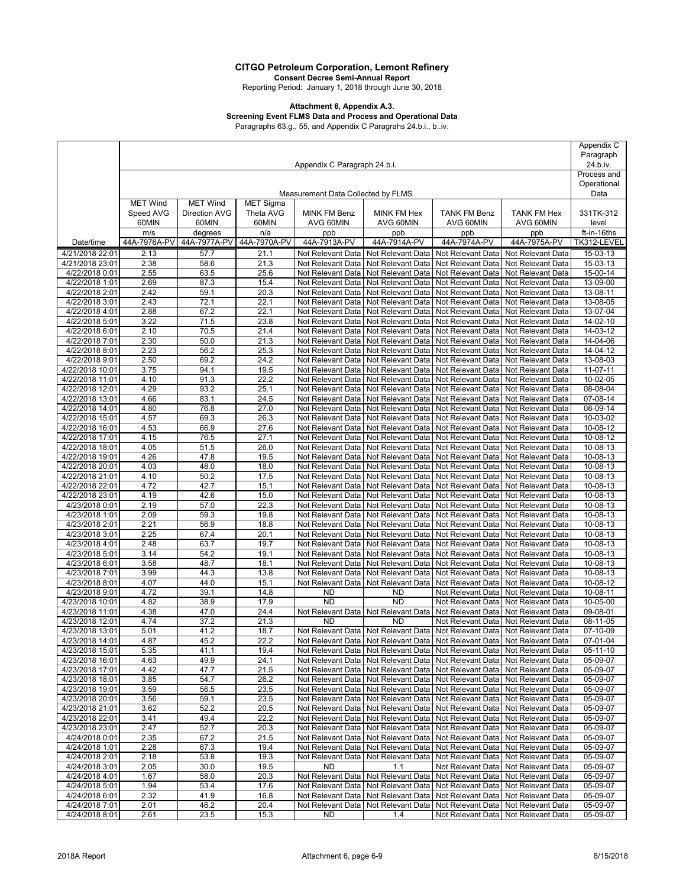# CITGO Petroleum Corporation, Lemont Refinery

**Consent Decree Semi-Annual Report**

Reporting Period: January 1, 2018 through June 30, 2018

**Attachment 6, Appendix A.3.**

**Screening Event FLMS Data and Process and Operational Data**

Paragraphs 63.g., 55, and Appendix C Paragrahs 24.b.i., b..iv.

| | Appendix C Paragraph 24.b.i. | | | | | | | Appendix C Paragraph 24.b.iv. |
|---|---|---|---|---|---|---|---|---|
| | Measurement Data Collected by FLMS | | | | | | | Process and Operational Data |
| | MET Wind Speed AVG 60MIN | MET Wind Direction AVG 60MIN | MET Sigma Theta AVG 60MIN | MINK FM Benz AVG 60MIN | MINK FM Hex AVG 60MIN | TANK FM Benz AVG 60MIN | TANK FM Hex AVG 60MIN | 331TK-312 level |
| | m/s | degrees | n/a | ppb | ppb | ppb | ppb | ft-in-16ths |
| Date/time | 44A-7976A-PV | 44A-7977A-PV | 44A-7970A-PV | 44A-7913A-PV | 44A-7914A-PV | 44A-7974A-PV | 44A-7975A-PV | TK312-LEVEL |
| 4/21/2018 22:01 | 2.13 | 57.7 | 21.1 | Not Relevant Data | Not Relevant Data | Not Relevant Data | Not Relevant Data | 15-03-13 |
| 4/21/2018 23:01 | 2.38 | 58.6 | 21.3 | Not Relevant Data | Not Relevant Data | Not Relevant Data | Not Relevant Data | 15-03-13 |
| 4/22/2018 0:01 | 2.55 | 63.5 | 25.6 | Not Relevant Data | Not Relevant Data | Not Relevant Data | Not Relevant Data | 15-00-14 |
| 4/22/2018 1:01 | 2.69 | 87.3 | 15.4 | Not Relevant Data | Not Relevant Data | Not Relevant Data | Not Relevant Data | 13-09-00 |
| 4/22/2018 2:01 | 2.42 | 59.1 | 20.3 | Not Relevant Data | Not Relevant Data | Not Relevant Data | Not Relevant Data | 13-08-11 |
| 4/22/2018 3:01 | 2.43 | 72.1 | 22.1 | Not Relevant Data | Not Relevant Data | Not Relevant Data | Not Relevant Data | 13-08-05 |
| 4/22/2018 4:01 | 2.88 | 67.2 | 22.1 | Not Relevant Data | Not Relevant Data | Not Relevant Data | Not Relevant Data | 13-07-04 |
| 4/22/2018 5:01 | 3.22 | 71.5 | 23.8 | Not Relevant Data | Not Relevant Data | Not Relevant Data | Not Relevant Data | 14-02-10 |
| 4/22/2018 6:01 | 2.10 | 70.5 | 21.4 | Not Relevant Data | Not Relevant Data | Not Relevant Data | Not Relevant Data | 14-03-12 |
| 4/22/2018 7:01 | 2.30 | 50.0 | 21.3 | Not Relevant Data | Not Relevant Data | Not Relevant Data | Not Relevant Data | 14-04-06 |
| 4/22/2018 8:01 | 2.23 | 56.2 | 25.3 | Not Relevant Data | Not Relevant Data | Not Relevant Data | Not Relevant Data | 14-04-12 |
| 4/22/2018 9:01 | 2.50 | 69.2 | 24.2 | Not Relevant Data | Not Relevant Data | Not Relevant Data | Not Relevant Data | 13-08-03 |
| 4/22/2018 10:01 | 3.75 | 94.1 | 19.5 | Not Relevant Data | Not Relevant Data | Not Relevant Data | Not Relevant Data | 11-07-11 |
| 4/22/2018 11:01 | 4.10 | 91.3 | 22.2 | Not Relevant Data | Not Relevant Data | Not Relevant Data | Not Relevant Data | 10-02-05 |
| 4/22/2018 12:01 | 4.29 | 93.2 | 25.1 | Not Relevant Data | Not Relevant Data | Not Relevant Data | Not Relevant Data | 08-08-04 |
| 4/22/2018 13:01 | 4.66 | 83.1 | 24.5 | Not Relevant Data | Not Relevant Data | Not Relevant Data | Not Relevant Data | 07-08-14 |
| 4/22/2018 14:01 | 4.80 | 76.8 | 27.0 | Not Relevant Data | Not Relevant Data | Not Relevant Data | Not Relevant Data | 08-09-14 |
| 4/22/2018 15:01 | 4.57 | 69.3 | 26.3 | Not Relevant Data | Not Relevant Data | Not Relevant Data | Not Relevant Data | 10-03-02 |
| 4/22/2018 16:01 | 4.53 | 66.9 | 27.6 | Not Relevant Data | Not Relevant Data | Not Relevant Data | Not Relevant Data | 10-08-12 |
| 4/22/2018 17:01 | 4.15 | 76.5 | 27.1 | Not Relevant Data | Not Relevant Data | Not Relevant Data | Not Relevant Data | 10-08-12 |
| 4/22/2018 18:01 | 4.05 | 51.5 | 26.0 | Not Relevant Data | Not Relevant Data | Not Relevant Data | Not Relevant Data | 10-08-13 |
| 4/22/2018 19:01 | 4.26 | 47.8 | 19.5 | Not Relevant Data | Not Relevant Data | Not Relevant Data | Not Relevant Data | 10-08-13 |
| 4/22/2018 20:01 | 4.03 | 48.0 | 18.0 | Not Relevant Data | Not Relevant Data | Not Relevant Data | Not Relevant Data | 10-08-13 |
| 4/22/2018 21:01 | 4.10 | 50.2 | 17.5 | Not Relevant Data | Not Relevant Data | Not Relevant Data | Not Relevant Data | 10-08-13 |
| 4/22/2018 22:01 | 4.72 | 42.7 | 15.1 | Not Relevant Data | Not Relevant Data | Not Relevant Data | Not Relevant Data | 10-08-13 |
| 4/22/2018 23:01 | 4.19 | 42.6 | 15.0 | Not Relevant Data | Not Relevant Data | Not Relevant Data | Not Relevant Data | 10-08-13 |
| 4/23/2018 0:01 | 2.19 | 57.0 | 22.3 | Not Relevant Data | Not Relevant Data | Not Relevant Data | Not Relevant Data | 10-08-13 |
| 4/23/2018 1:01 | 2.09 | 59.3 | 19.8 | Not Relevant Data | Not Relevant Data | Not Relevant Data | Not Relevant Data | 10-08-13 |
| 4/23/2018 2:01 | 2.21 | 56.9 | 18.8 | Not Relevant Data | Not Relevant Data | Not Relevant Data | Not Relevant Data | 10-08-13 |
| 4/23/2018 3:01 | 2.25 | 67.4 | 20.1 | Not Relevant Data | Not Relevant Data | Not Relevant Data | Not Relevant Data | 10-08-13 |
| 4/23/2018 4:01 | 2.48 | 63.7 | 19.7 | Not Relevant Data | Not Relevant Data | Not Relevant Data | Not Relevant Data | 10-08-13 |
| 4/23/2018 5:01 | 3.14 | 54.2 | 19.1 | Not Relevant Data | Not Relevant Data | Not Relevant Data | Not Relevant Data | 10-08-13 |
| 4/23/2018 6:01 | 3.58 | 48.7 | 18.1 | Not Relevant Data | Not Relevant Data | Not Relevant Data | Not Relevant Data | 10-08-13 |
| 4/23/2018 7:01 | 3.99 | 44.3 | 13.8 | Not Relevant Data | Not Relevant Data | Not Relevant Data | Not Relevant Data | 10-08-13 |
| 4/23/2018 8:01 | 4.07 | 44.0 | 15.1 | Not Relevant Data | Not Relevant Data | Not Relevant Data | Not Relevant Data | 10-08-12 |
| 4/23/2018 9:01 | 4.72 | 39.1 | 14.8 | ND | ND | Not Relevant Data | Not Relevant Data | 10-08-11 |
| 4/23/2018 10:01 | 4.82 | 38.9 | 17.9 | ND | ND | Not Relevant Data | Not Relevant Data | 10-05-00 |
| 4/23/2018 11:01 | 4.38 | 47.0 | 24.4 | Not Relevant Data | Not Relevant Data | Not Relevant Data | Not Relevant Data | 09-08-01 |
| 4/23/2018 12:01 | 4.74 | 37.2 | 21.3 | ND | ND | Not Relevant Data | Not Relevant Data | 08-11-05 |
| 4/23/2018 13:01 | 5.01 | 41.2 | 18.7 | Not Relevant Data | Not Relevant Data | Not Relevant Data | Not Relevant Data | 07-10-09 |
| 4/23/2018 14:01 | 4.87 | 45.2 | 22.2 | Not Relevant Data | Not Relevant Data | Not Relevant Data | Not Relevant Data | 07-01-04 |
| 4/23/2018 15:01 | 5.35 | 41.1 | 19.4 | Not Relevant Data | Not Relevant Data | Not Relevant Data | Not Relevant Data | 05-11-10 |
| 4/23/2018 16:01 | 4.63 | 49.9 | 24.1 | Not Relevant Data | Not Relevant Data | Not Relevant Data | Not Relevant Data | 05-09-07 |
| 4/23/2018 17:01 | 4.42 | 47.7 | 21.5 | Not Relevant Data | Not Relevant Data | Not Relevant Data | Not Relevant Data | 05-09-07 |
| 4/23/2018 18:01 | 3.85 | 54.7 | 26.2 | Not Relevant Data | Not Relevant Data | Not Relevant Data | Not Relevant Data | 05-09-07 |
| 4/23/2018 19:01 | 3.59 | 56.5 | 23.5 | Not Relevant Data | Not Relevant Data | Not Relevant Data | Not Relevant Data | 05-09-07 |
| 4/23/2018 20:01 | 3.56 | 59.1 | 23.5 | Not Relevant Data | Not Relevant Data | Not Relevant Data | Not Relevant Data | 05-09-07 |
| 4/23/2018 21:01 | 3.62 | 52.2 | 20.5 | Not Relevant Data | Not Relevant Data | Not Relevant Data | Not Relevant Data | 05-09-07 |
| 4/23/2018 22:01 | 3.41 | 49.4 | 22.2 | Not Relevant Data | Not Relevant Data | Not Relevant Data | Not Relevant Data | 05-09-07 |
| 4/23/2018 23:01 | 2.47 | 52.7 | 20.3 | Not Relevant Data | Not Relevant Data | Not Relevant Data | Not Relevant Data | 05-09-07 |
| 4/24/2018 0:01 | 2.35 | 67.2 | 21.5 | Not Relevant Data | Not Relevant Data | Not Relevant Data | Not Relevant Data | 05-09-07 |
| 4/24/2018 1:01 | 2.28 | 67.3 | 19.4 | Not Relevant Data | Not Relevant Data | Not Relevant Data | Not Relevant Data | 05-09-07 |
| 4/24/2018 2:01 | 2.18 | 53.8 | 19.3 | Not Relevant Data | Not Relevant Data | Not Relevant Data | Not Relevant Data | 05-09-07 |
| 4/24/2018 3:01 | 2.05 | 30.0 | 19.5 | ND | 1.1 | Not Relevant Data | Not Relevant Data | 05-09-07 |
| 4/24/2018 4:01 | 1.67 | 58.0 | 20.3 | Not Relevant Data | Not Relevant Data | Not Relevant Data | Not Relevant Data | 05-09-07 |
| 4/24/2018 5:01 | 1.94 | 53.4 | 17.6 | Not Relevant Data | Not Relevant Data | Not Relevant Data | Not Relevant Data | 05-09-07 |
| 4/24/2018 6:01 | 2.32 | 41.9 | 16.8 | Not Relevant Data | Not Relevant Data | Not Relevant Data | Not Relevant Data | 05-09-07 |
| 4/24/2018 7:01 | 2.01 | 46.2 | 20.4 | Not Relevant Data | Not Relevant Data | Not Relevant Data | Not Relevant Data | 05-09-07 |
| 4/24/2018 8:01 | 2.61 | 23.5 | 15.3 | ND | 1.4 | Not Relevant Data | Not Relevant Data | 05-09-07 |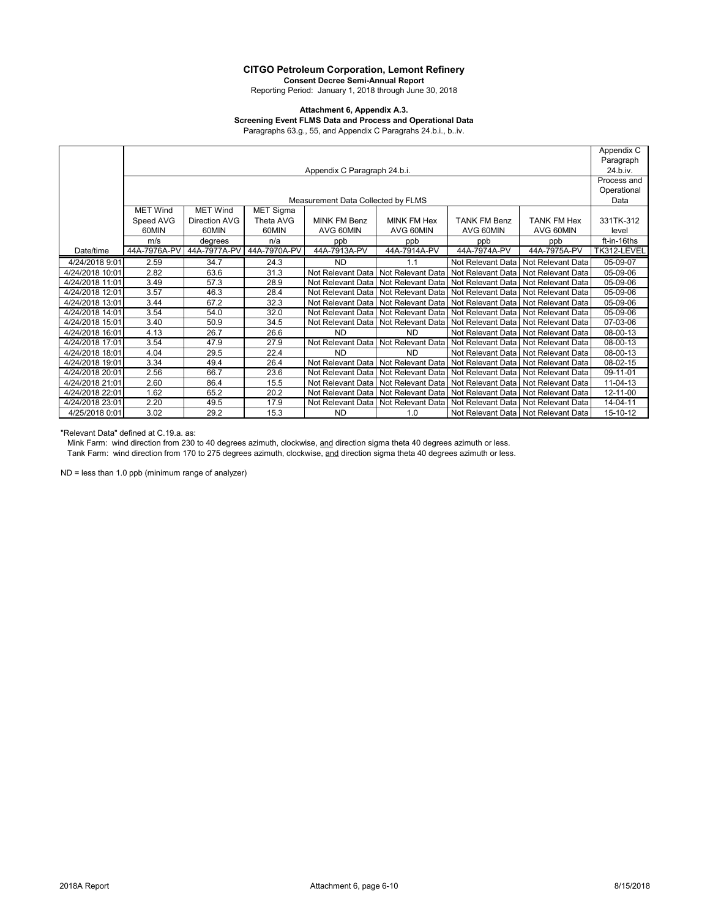**CITGO Petroleum Corporation, Lemont Refinery**

**Consent Decree Semi-Annual Report**

Reporting Period: January 1, 2018 through June 30, 2018

**Attachment 6, Appendix A.3.**

**Screening Event FLMS Data and Process and Operational Data**

Paragraphs 63.g., 55, and Appendix C Paragrahs 24.b.i., b..iv.

| | Appendix C Paragraph 24.b.i. | | | | | | | | Appendix C Paragraph 24.b.iv. |
|---|---|---|---|---|---|---|---|---|---|
| | Measurement Data Collected by FLMS | | | | | | | | Process and Operational Data |
| | MET Wind Speed AVG 60MIN | MET Wind Direction AVG 60MIN | MET Sigma Theta AVG 60MIN | MINK FM Benz AVG 60MIN | MINK FM Hex AVG 60MIN | TANK FM Benz AVG 60MIN | TANK FM Hex AVG 60MIN | 331TK-312 level |
| | m/s | degrees | n/a | ppb | ppb | ppb | ppb | ft-in-16ths |
| Date/time | 44A-7976A-PV | 44A-7977A-PV | 44A-7970A-PV | 44A-7913A-PV | 44A-7914A-PV | 44A-7974A-PV | 44A-7975A-PV | TK312-LEVEL |
| 4/24/2018 9:01 | 2.59 | 34.7 | 24.3 | ND | 1.1 | Not Relevant Data | Not Relevant Data | 05-09-07 |
| 4/24/2018 10:01 | 2.82 | 63.6 | 31.3 | Not Relevant Data | Not Relevant Data | Not Relevant Data | Not Relevant Data | 05-09-06 |
| 4/24/2018 11:01 | 3.49 | 57.3 | 28.9 | Not Relevant Data | Not Relevant Data | Not Relevant Data | Not Relevant Data | 05-09-06 |
| 4/24/2018 12:01 | 3.57 | 46.3 | 28.4 | Not Relevant Data | Not Relevant Data | Not Relevant Data | Not Relevant Data | 05-09-06 |
| 4/24/2018 13:01 | 3.44 | 67.2 | 32.3 | Not Relevant Data | Not Relevant Data | Not Relevant Data | Not Relevant Data | 05-09-06 |
| 4/24/2018 14:01 | 3.54 | 54.0 | 32.0 | Not Relevant Data | Not Relevant Data | Not Relevant Data | Not Relevant Data | 05-09-06 |
| 4/24/2018 15:01 | 3.40 | 50.9 | 34.5 | Not Relevant Data | Not Relevant Data | Not Relevant Data | Not Relevant Data | 07-03-06 |
| 4/24/2018 16:01 | 4.13 | 26.7 | 26.6 | ND | ND | Not Relevant Data | Not Relevant Data | 08-00-13 |
| 4/24/2018 17:01 | 3.54 | 47.9 | 27.9 | Not Relevant Data | Not Relevant Data | Not Relevant Data | Not Relevant Data | 08-00-13 |
| 4/24/2018 18:01 | 4.04 | 29.5 | 22.4 | ND | ND | Not Relevant Data | Not Relevant Data | 08-00-13 |
| 4/24/2018 19:01 | 3.34 | 49.4 | 26.4 | Not Relevant Data | Not Relevant Data | Not Relevant Data | Not Relevant Data | 08-02-15 |
| 4/24/2018 20:01 | 2.56 | 66.7 | 23.6 | Not Relevant Data | Not Relevant Data | Not Relevant Data | Not Relevant Data | 09-11-01 |
| 4/24/2018 21:01 | 2.60 | 86.4 | 15.5 | Not Relevant Data | Not Relevant Data | Not Relevant Data | Not Relevant Data | 11-04-13 |
| 4/24/2018 22:01 | 1.62 | 65.2 | 20.2 | Not Relevant Data | Not Relevant Data | Not Relevant Data | Not Relevant Data | 12-11-00 |
| 4/24/2018 23:01 | 2.20 | 49.5 | 17.9 | Not Relevant Data | Not Relevant Data | Not Relevant Data | Not Relevant Data | 14-04-11 |
| 4/25/2018 0:01 | 3.02 | 29.2 | 15.3 | ND | 1.0 | Not Relevant Data | Not Relevant Data | 15-10-12 |

"Relevant Data" defined at C.19.a. as:

Mink Farm: wind direction from 230 to 40 degrees azimuth, clockwise, and direction sigma theta 40 degrees azimuth or less.

Tank Farm: wind direction from 170 to 275 degrees azimuth, clockwise, and direction sigma theta 40 degrees azimuth or less.

ND = less than 1.0 ppb (minimum range of analyzer)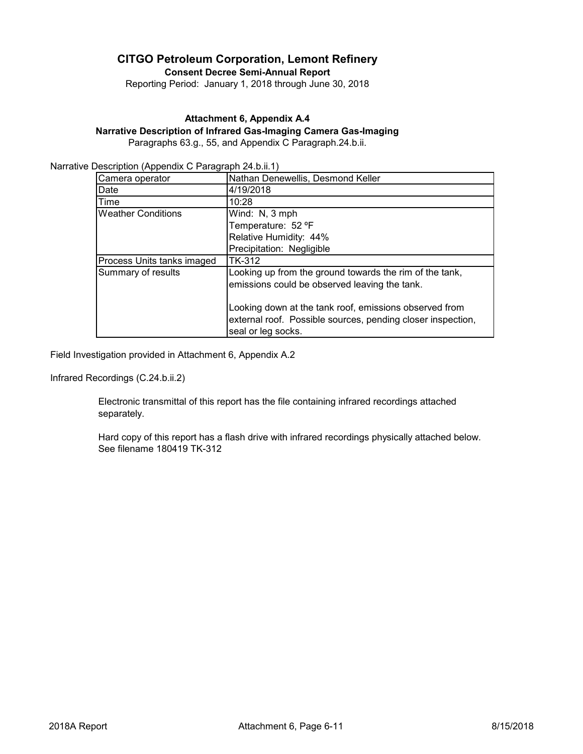# CITGO Petroleum Corporation, Lemont Refinery

**Consent Decree Semi-Annual Report**

Reporting Period: January 1, 2018 through June 30, 2018

### Attachment 6, Appendix A.4

### Narrative Description of Infrared Gas-Imaging Camera Gas-Imaging

Paragraphs 63.g., 55, and Appendix C Paragraph.24.b.ii.

Narrative Description (Appendix C Paragraph 24.b.ii.1)

| | |
|---|---|
| Camera operator | Nathan Denewellis, Desmond Keller |
| Date | 4/19/2018 |
| Time | 10:28 |
| Weather Conditions | Wind: N, 3 mph<br>Temperature: 52 ºF<br>Relative Humidity: 44%<br>Precipitation: Negligible |
| Process Units tanks imaged | TK-312 |
| Summary of results | Looking up from the ground towards the rim of the tank, emissions could be observed leaving the tank.<br><br>Looking down at the tank roof, emissions observed from external roof. Possible sources, pending closer inspection, seal or leg socks. |

Field Investigation provided in Attachment 6, Appendix A.2

Infrared Recordings (C.24.b.ii.2)

Electronic transmittal of this report has the file containing infrared recordings attached separately.

Hard copy of this report has a flash drive with infrared recordings physically attached below. See filename 180419 TK-312